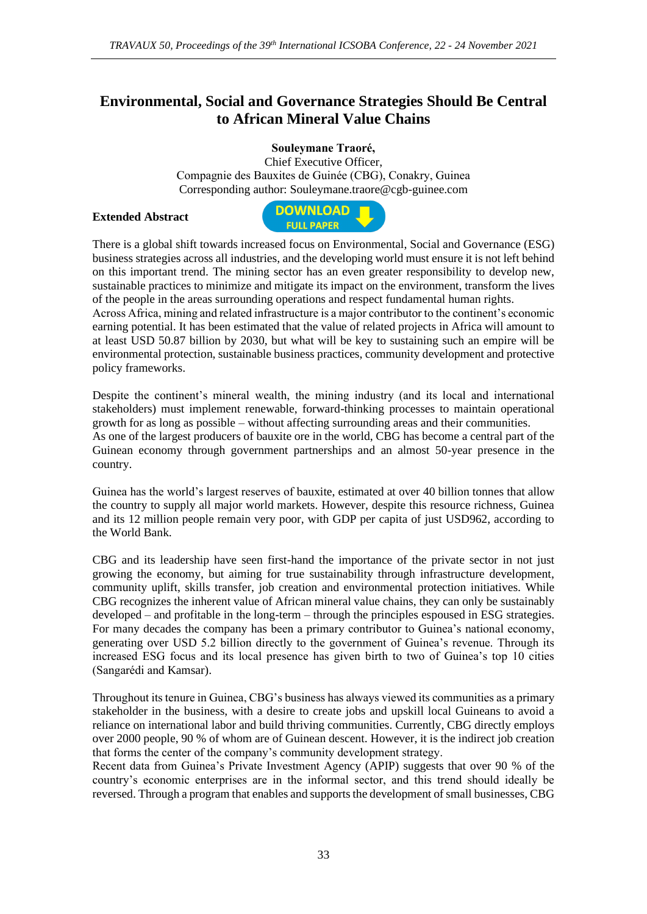# Environmental, Social and Governance Strategies Should Be Central to African Mineral Value Chains

**Souleymane Traoré,**
Chief Executive Officer,
Compagnie des Bauxites de Guinée (CBG), Conakry, Guinea
Corresponding author: Souleymane.traore@cgb-guinee.com

**Extended Abstract**

There is a global shift towards increased focus on Environmental, Social and Governance (ESG) business strategies across all industries, and the developing world must ensure it is not left behind on this important trend. The mining sector has an even greater responsibility to develop new, sustainable practices to minimize and mitigate its impact on the environment, transform the lives of the people in the areas surrounding operations and respect fundamental human rights.
Across Africa, mining and related infrastructure is a major contributor to the continent's economic earning potential. It has been estimated that the value of related projects in Africa will amount to at least USD 50.87 billion by 2030, but what will be key to sustaining such an empire will be environmental protection, sustainable business practices, community development and protective policy frameworks.

Despite the continent's mineral wealth, the mining industry (and its local and international stakeholders) must implement renewable, forward-thinking processes to maintain operational growth for as long as possible – without affecting surrounding areas and their communities.
As one of the largest producers of bauxite ore in the world, CBG has become a central part of the Guinean economy through government partnerships and an almost 50-year presence in the country.

Guinea has the world's largest reserves of bauxite, estimated at over 40 billion tonnes that allow the country to supply all major world markets. However, despite this resource richness, Guinea and its 12 million people remain very poor, with GDP per capita of just USD962, according to the World Bank.

CBG and its leadership have seen first-hand the importance of the private sector in not just growing the economy, but aiming for true sustainability through infrastructure development, community uplift, skills transfer, job creation and environmental protection initiatives. While CBG recognizes the inherent value of African mineral value chains, they can only be sustainably developed – and profitable in the long-term – through the principles espoused in ESG strategies.
For many decades the company has been a primary contributor to Guinea's national economy, generating over USD 5.2 billion directly to the government of Guinea's revenue. Through its increased ESG focus and its local presence has given birth to two of Guinea's top 10 cities (Sangarédi and Kamsar).

Throughout its tenure in Guinea, CBG's business has always viewed its communities as a primary stakeholder in the business, with a desire to create jobs and upskill local Guineans to avoid a reliance on international labor and build thriving communities. Currently, CBG directly employs over 2000 people, 90 % of whom are of Guinean descent. However, it is the indirect job creation that forms the center of the company's community development strategy.
Recent data from Guinea's Private Investment Agency (APIP) suggests that over 90 % of the country's economic enterprises are in the informal sector, and this trend should ideally be reversed. Through a program that enables and supports the development of small businesses, CBG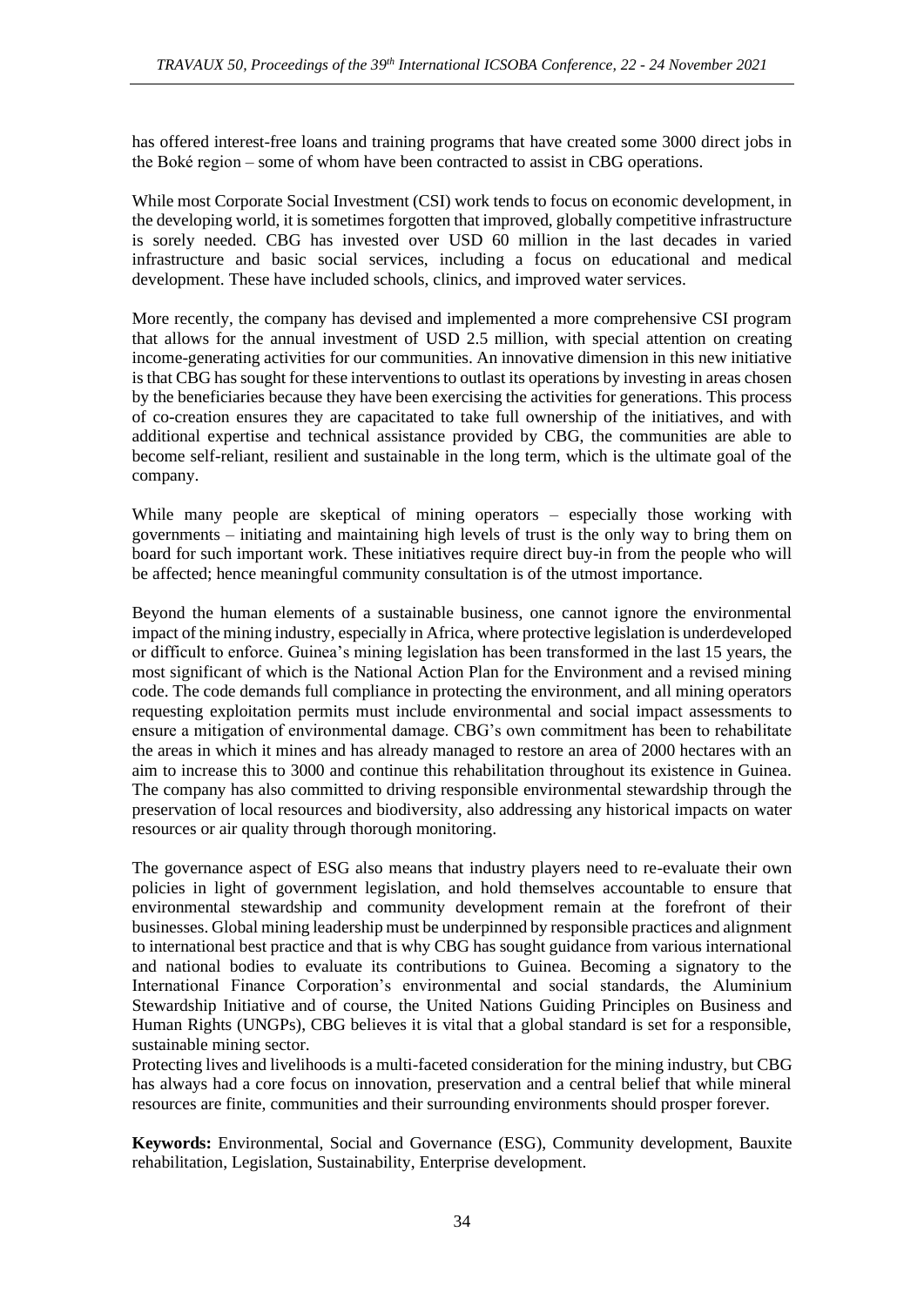has offered interest-free loans and training programs that have created some 3000 direct jobs in the Boké region – some of whom have been contracted to assist in CBG operations.

While most Corporate Social Investment (CSI) work tends to focus on economic development, in the developing world, it is sometimes forgotten that improved, globally competitive infrastructure is sorely needed. CBG has invested over USD 60 million in the last decades in varied infrastructure and basic social services, including a focus on educational and medical development. These have included schools, clinics, and improved water services.

More recently, the company has devised and implemented a more comprehensive CSI program that allows for the annual investment of USD 2.5 million, with special attention on creating income-generating activities for our communities. An innovative dimension in this new initiative is that CBG has sought for these interventions to outlast its operations by investing in areas chosen by the beneficiaries because they have been exercising the activities for generations. This process of co-creation ensures they are capacitated to take full ownership of the initiatives, and with additional expertise and technical assistance provided by CBG, the communities are able to become self-reliant, resilient and sustainable in the long term, which is the ultimate goal of the company.

While many people are skeptical of mining operators – especially those working with governments – initiating and maintaining high levels of trust is the only way to bring them on board for such important work. These initiatives require direct buy-in from the people who will be affected; hence meaningful community consultation is of the utmost importance.

Beyond the human elements of a sustainable business, one cannot ignore the environmental impact of the mining industry, especially in Africa, where protective legislation is underdeveloped or difficult to enforce. Guinea's mining legislation has been transformed in the last 15 years, the most significant of which is the National Action Plan for the Environment and a revised mining code. The code demands full compliance in protecting the environment, and all mining operators requesting exploitation permits must include environmental and social impact assessments to ensure a mitigation of environmental damage. CBG's own commitment has been to rehabilitate the areas in which it mines and has already managed to restore an area of 2000 hectares with an aim to increase this to 3000 and continue this rehabilitation throughout its existence in Guinea. The company has also committed to driving responsible environmental stewardship through the preservation of local resources and biodiversity, also addressing any historical impacts on water resources or air quality through thorough monitoring.

The governance aspect of ESG also means that industry players need to re-evaluate their own policies in light of government legislation, and hold themselves accountable to ensure that environmental stewardship and community development remain at the forefront of their businesses. Global mining leadership must be underpinned by responsible practices and alignment to international best practice and that is why CBG has sought guidance from various international and national bodies to evaluate its contributions to Guinea. Becoming a signatory to the International Finance Corporation's environmental and social standards, the Aluminium Stewardship Initiative and of course, the United Nations Guiding Principles on Business and Human Rights (UNGPs), CBG believes it is vital that a global standard is set for a responsible, sustainable mining sector.

Protecting lives and livelihoods is a multi-faceted consideration for the mining industry, but CBG has always had a core focus on innovation, preservation and a central belief that while mineral resources are finite, communities and their surrounding environments should prosper forever.

**Keywords:** Environmental, Social and Governance (ESG), Community development, Bauxite rehabilitation, Legislation, Sustainability, Enterprise development.